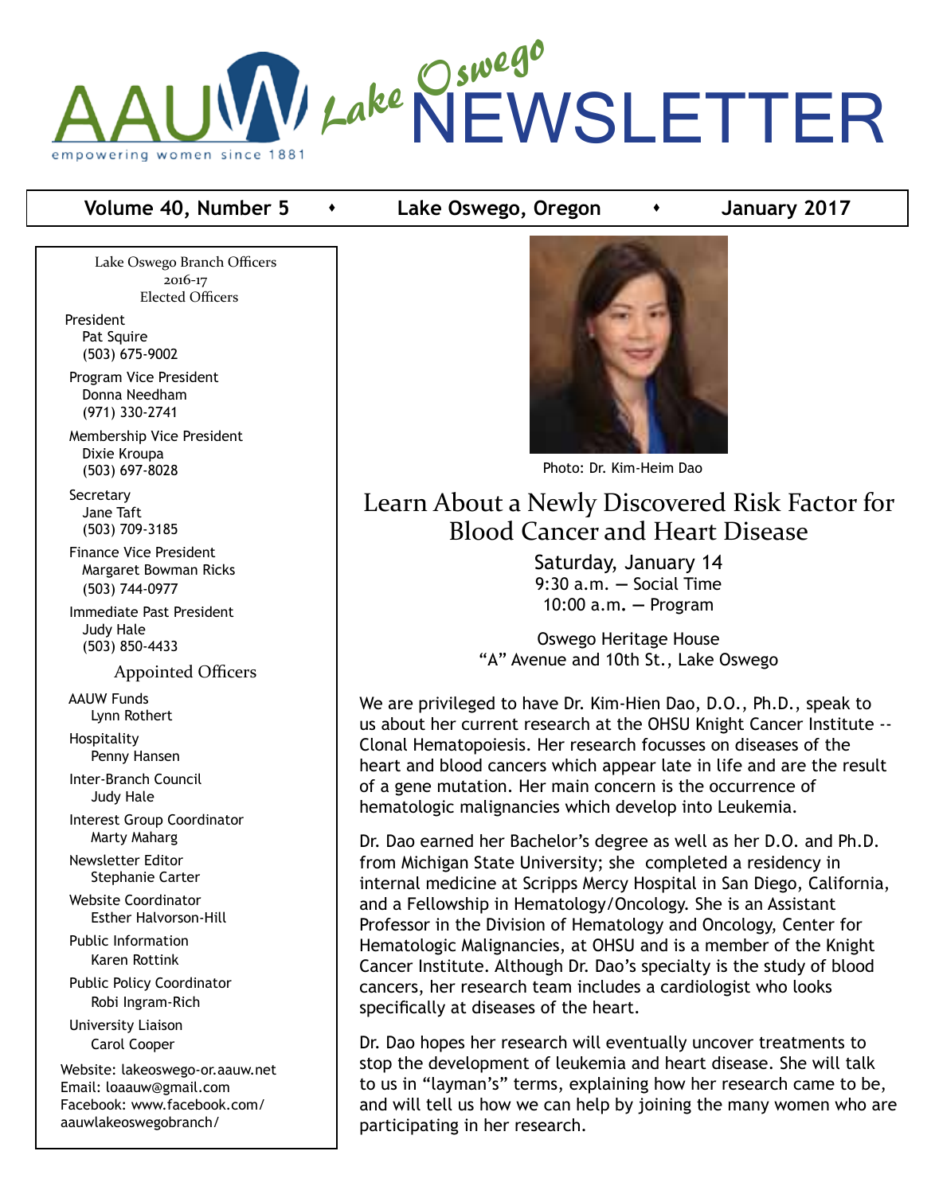# AAUW Lake Oswego NEWSLETTER

empowering women since 1881

**Volume 40, Number 5 • Lake Oswego, Oregon • January 2017**

Lake Oswego Branch Officers
2016-17
Elected Officers

President
Pat Squire
(503) 675-9002

Program Vice President
Donna Needham
(971) 330-2741

Membership Vice President
Dixie Kroupa
(503) 697-8028

Secretary
Jane Taft
(503) 709-3185

Finance Vice President
Margaret Bowman Ricks
(503) 744-0977

Immediate Past President
Judy Hale
(503) 850-4433

Appointed Officers

AAUW Funds
Lynn Rothert

Hospitality
Penny Hansen

Inter-Branch Council
Judy Hale

Interest Group Coordinator
Marty Maharg

Newsletter Editor
Stephanie Carter

Website Coordinator
Esther Halvorson-Hill

Public Information
Karen Rottink

Public Policy Coordinator
Robi Ingram-Rich

University Liaison
Carol Cooper

Website: lakeoswego-or.aauw.net
Email: loaauw@gmail.com
Facebook: www.facebook.com/aauwlakeoswegobranch/

Photo: Dr. Kim-Heim Dao

## Learn About a Newly Discovered Risk Factor for Blood Cancer and Heart Disease

Saturday, January 14
9:30 a.m. — Social Time
10:00 a.m. — Program

Oswego Heritage House
"A" Avenue and 10th St., Lake Oswego

We are privileged to have Dr. Kim-Hien Dao, D.O., Ph.D., speak to us about her current research at the OHSU Knight Cancer Institute -- Clonal Hematopoiesis. Her research focusses on diseases of the heart and blood cancers which appear late in life and are the result of a gene mutation. Her main concern is the occurrence of hematologic malignancies which develop into Leukemia.

Dr. Dao earned her Bachelor's degree as well as her D.O. and Ph.D. from Michigan State University; she completed a residency in internal medicine at Scripps Mercy Hospital in San Diego, California, and a Fellowship in Hematology/Oncology. She is an Assistant Professor in the Division of Hematology and Oncology, Center for Hematologic Malignancies, at OHSU and is a member of the Knight Cancer Institute. Although Dr. Dao's specialty is the study of blood cancers, her research team includes a cardiologist who looks specifically at diseases of the heart.

Dr. Dao hopes her research will eventually uncover treatments to stop the development of leukemia and heart disease. She will talk to us in "layman's" terms, explaining how her research came to be, and will tell us how we can help by joining the many women who are participating in her research.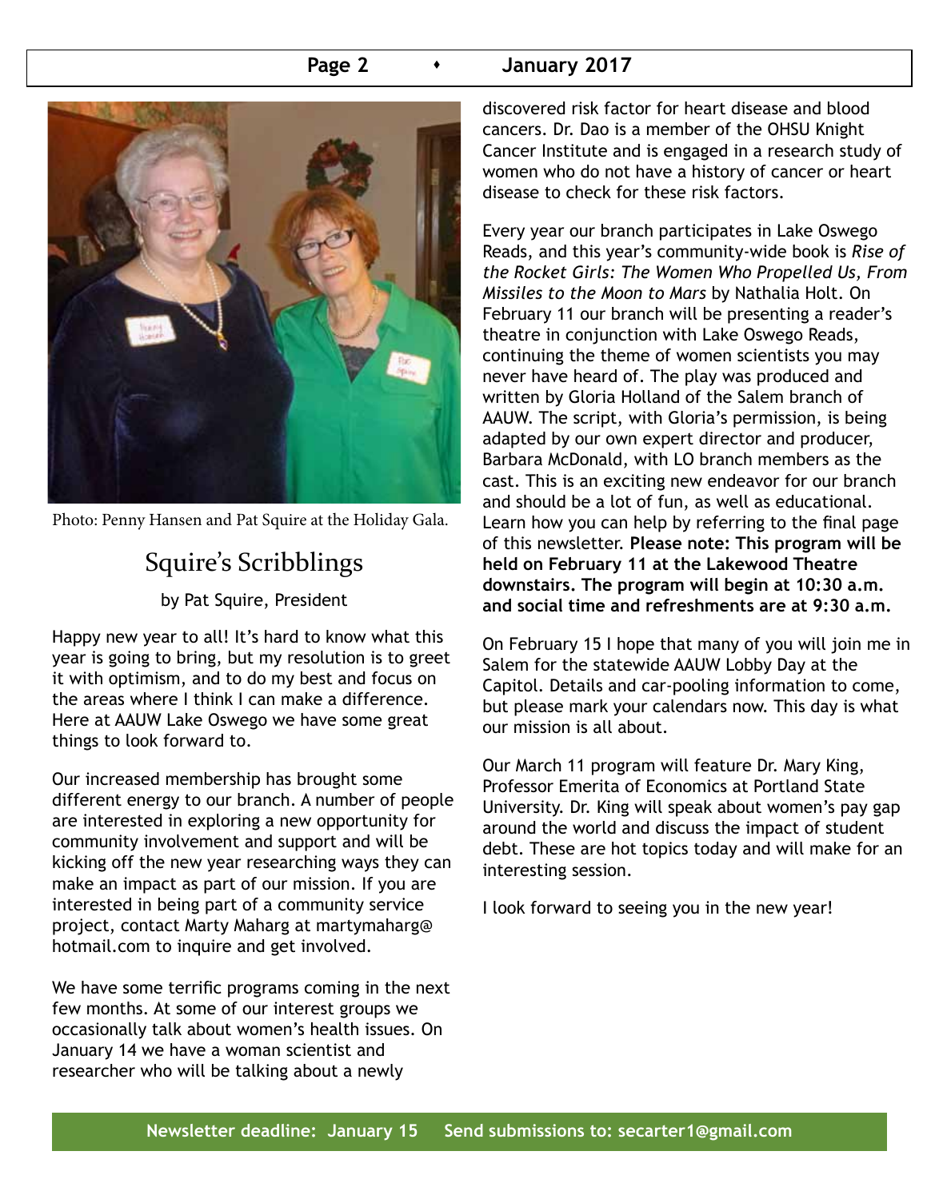Photo: Penny Hansen and Pat Squire at the Holiday Gala.

## Squire's Scribblings

by Pat Squire, President

Happy new year to all! It's hard to know what this year is going to bring, but my resolution is to greet it with optimism, and to do my best and focus on the areas where I think I can make a difference. Here at AAUW Lake Oswego we have some great things to look forward to.

Our increased membership has brought some different energy to our branch. A number of people are interested in exploring a new opportunity for community involvement and support and will be kicking off the new year researching ways they can make an impact as part of our mission. If you are interested in being part of a community service project, contact Marty Maharg at martymaharg@hotmail.com to inquire and get involved.

We have some terrific programs coming in the next few months. At some of our interest groups we occasionally talk about women's health issues. On January 14 we have a woman scientist and researcher who will be talking about a newly discovered risk factor for heart disease and blood cancers. Dr. Dao is a member of the OHSU Knight Cancer Institute and is engaged in a research study of women who do not have a history of cancer or heart disease to check for these risk factors.

Every year our branch participates in Lake Oswego Reads, and this year's community-wide book is *Rise of the Rocket Girls: The Women Who Propelled Us, From Missiles to the Moon to Mars* by Nathalia Holt. On February 11 our branch will be presenting a reader's theatre in conjunction with Lake Oswego Reads, continuing the theme of women scientists you may never have heard of. The play was produced and written by Gloria Holland of the Salem branch of AAUW. The script, with Gloria's permission, is being adapted by our own expert director and producer, Barbara McDonald, with LO branch members as the cast. This is an exciting new endeavor for our branch and should be a lot of fun, as well as educational. Learn how you can help by referring to the final page of this newsletter. **Please note: This program will be held on February 11 at the Lakewood Theatre downstairs. The program will begin at 10:30 a.m. and social time and refreshments are at 9:30 a.m.**

On February 15 I hope that many of you will join me in Salem for the statewide AAUW Lobby Day at the Capitol. Details and car-pooling information to come, but please mark your calendars now. This day is what our mission is all about.

Our March 11 program will feature Dr. Mary King, Professor Emerita of Economics at Portland State University. Dr. King will speak about women's pay gap around the world and discuss the impact of student debt. These are hot topics today and will make for an interesting session.

I look forward to seeing you in the new year!

**Newsletter deadline: January 15 Send submissions to: secarter1@gmail.com**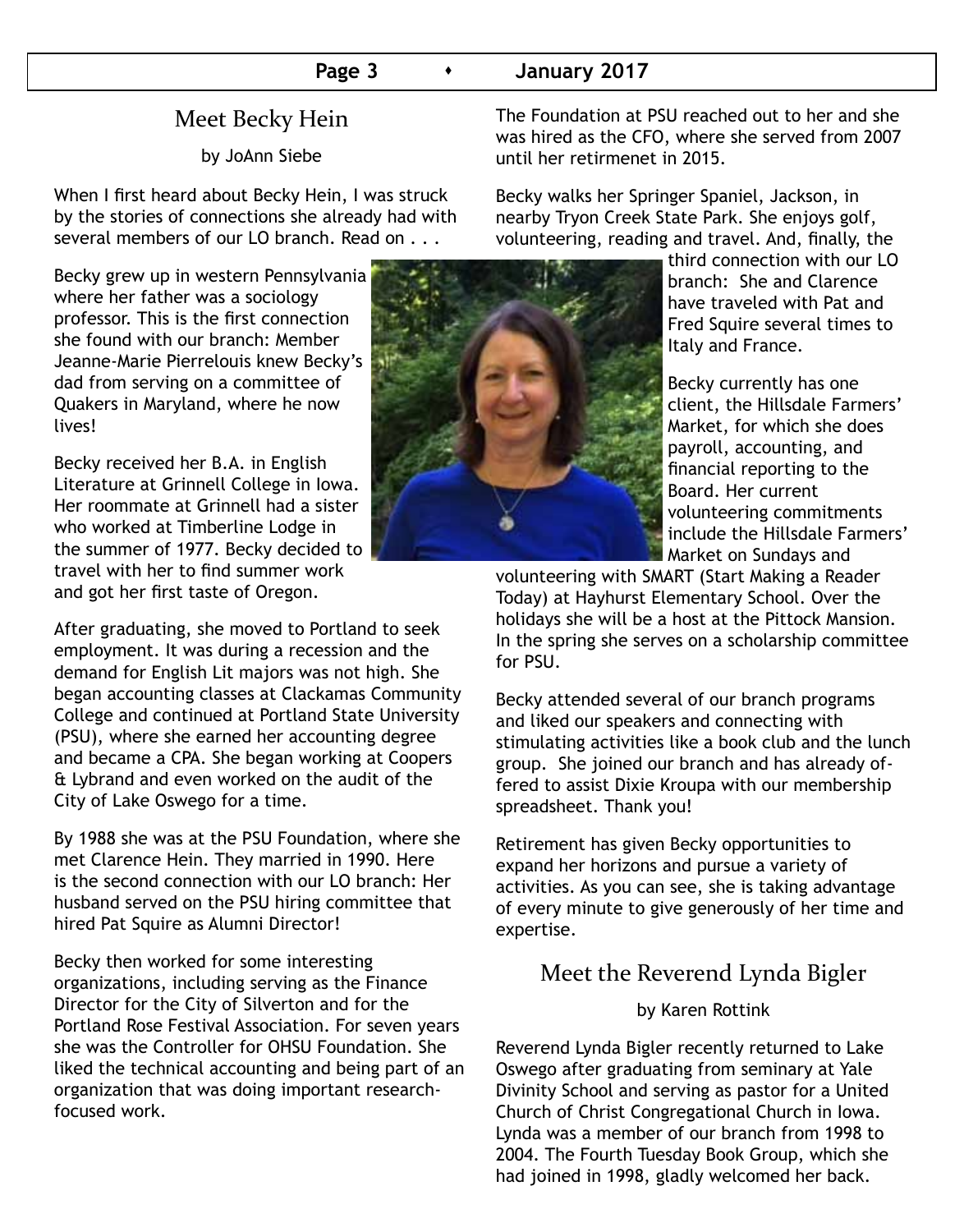## Meet Becky Hein

by JoAnn Siebe

When I first heard about Becky Hein, I was struck by the stories of connections she already had with several members of our LO branch. Read on . . .

Becky grew up in western Pennsylvania where her father was a sociology professor. This is the first connection she found with our branch: Member Jeanne-Marie Pierrelouis knew Becky's dad from serving on a committee of Quakers in Maryland, where he now lives!

Becky received her B.A. in English Literature at Grinnell College in Iowa. Her roommate at Grinnell had a sister who worked at Timberline Lodge in the summer of 1977. Becky decided to travel with her to find summer work and got her first taste of Oregon.

After graduating, she moved to Portland to seek employment. It was during a recession and the demand for English Lit majors was not high. She began accounting classes at Clackamas Community College and continued at Portland State University (PSU), where she earned her accounting degree and became a CPA. She began working at Coopers & Lybrand and even worked on the audit of the City of Lake Oswego for a time.

By 1988 she was at the PSU Foundation, where she met Clarence Hein. They married in 1990. Here is the second connection with our LO branch: Her husband served on the PSU hiring committee that hired Pat Squire as Alumni Director!

Becky then worked for some interesting organizations, including serving as the Finance Director for the City of Silverton and for the Portland Rose Festival Association. For seven years she was the Controller for OHSU Foundation. She liked the technical accounting and being part of an organization that was doing important research-focused work.

The Foundation at PSU reached out to her and she was hired as the CFO, where she served from 2007 until her retirmenet in 2015.

Becky walks her Springer Spaniel, Jackson, in nearby Tryon Creek State Park. She enjoys golf, volunteering, reading and travel. And, finally, the third connection with our LO branch: She and Clarence have traveled with Pat and Fred Squire several times to Italy and France.

Becky currently has one client, the Hillsdale Farmers' Market, for which she does payroll, accounting, and financial reporting to the Board. Her current volunteering commitments include the Hillsdale Farmers' Market on Sundays and volunteering with SMART (Start Making a Reader Today) at Hayhurst Elementary School. Over the holidays she will be a host at the Pittock Mansion. In the spring she serves on a scholarship committee for PSU.

Becky attended several of our branch programs and liked our speakers and connecting with stimulating activities like a book club and the lunch group. She joined our branch and has already offered to assist Dixie Kroupa with our membership spreadsheet. Thank you!

Retirement has given Becky opportunities to expand her horizons and pursue a variety of activities. As you can see, she is taking advantage of every minute to give generously of her time and expertise.

## Meet the Reverend Lynda Bigler

by Karen Rottink

Reverend Lynda Bigler recently returned to Lake Oswego after graduating from seminary at Yale Divinity School and serving as pastor for a United Church of Christ Congregational Church in Iowa. Lynda was a member of our branch from 1998 to 2004. The Fourth Tuesday Book Group, which she had joined in 1998, gladly welcomed her back.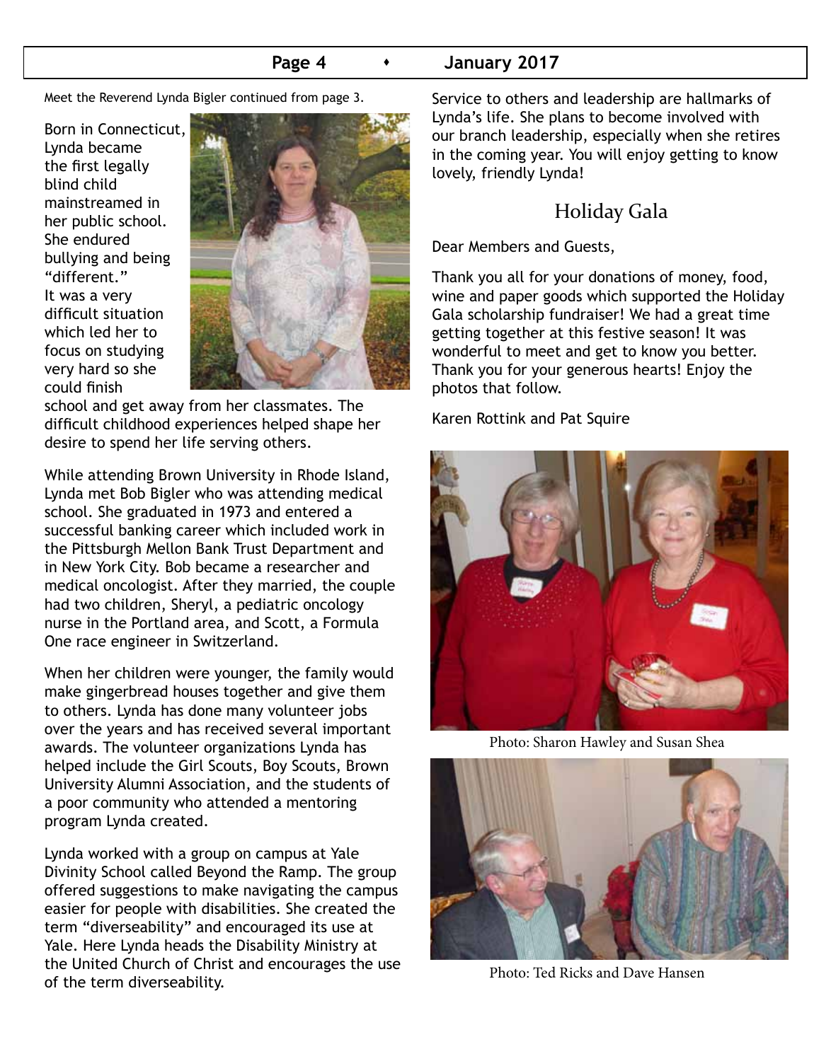Meet the Reverend Lynda Bigler continued from page 3.

Born in Connecticut, Lynda became the first legally blind child mainstreamed in her public school. She endured bullying and being "different." It was a very difficult situation which led her to focus on studying very hard so she could finish school and get away from her classmates. The difficult childhood experiences helped shape her desire to spend her life serving others.

While attending Brown University in Rhode Island, Lynda met Bob Bigler who was attending medical school. She graduated in 1973 and entered a successful banking career which included work in the Pittsburgh Mellon Bank Trust Department and in New York City. Bob became a researcher and medical oncologist. After they married, the couple had two children, Sheryl, a pediatric oncology nurse in the Portland area, and Scott, a Formula One race engineer in Switzerland.

When her children were younger, the family would make gingerbread houses together and give them to others. Lynda has done many volunteer jobs over the years and has received several important awards. The volunteer organizations Lynda has helped include the Girl Scouts, Boy Scouts, Brown University Alumni Association, and the students of a poor community who attended a mentoring program Lynda created.

Lynda worked with a group on campus at Yale Divinity School called Beyond the Ramp. The group offered suggestions to make navigating the campus easier for people with disabilities. She created the term "diverseability" and encouraged its use at Yale. Here Lynda heads the Disability Ministry at the United Church of Christ and encourages the use of the term diverseability.

Service to others and leadership are hallmarks of Lynda's life. She plans to become involved with our branch leadership, especially when she retires in the coming year. You will enjoy getting to know lovely, friendly Lynda!

## Holiday Gala

Dear Members and Guests,

Thank you all for your donations of money, food, wine and paper goods which supported the Holiday Gala scholarship fundraiser! We had a great time getting together at this festive season! It was wonderful to meet and get to know you better. Thank you for your generous hearts! Enjoy the photos that follow.

Karen Rottink and Pat Squire

Photo: Sharon Hawley and Susan Shea

Photo: Ted Ricks and Dave Hansen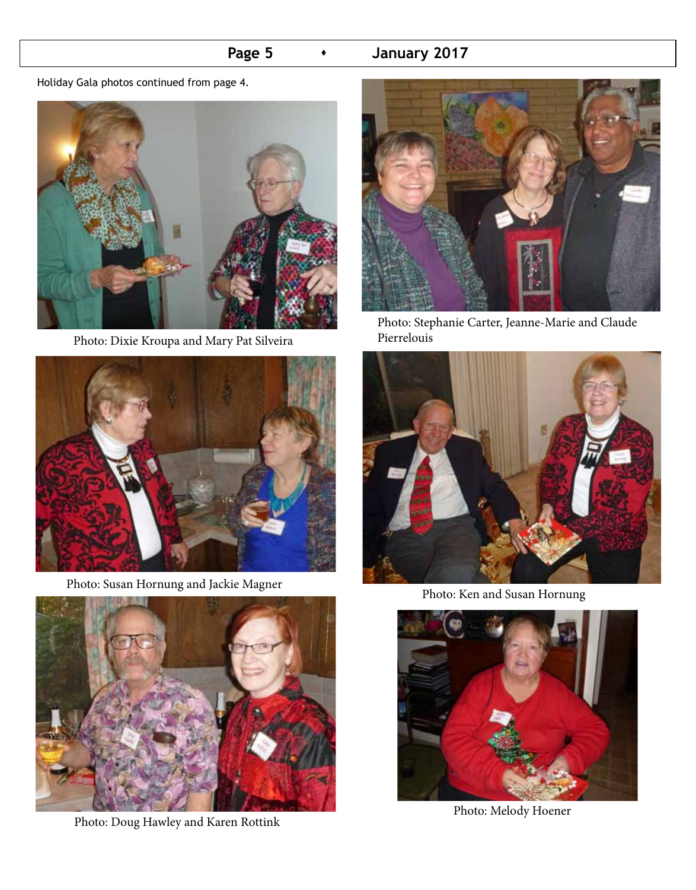Holiday Gala photos continued from page 4.

Photo: Dixie Kroupa and Mary Pat Silveira

Photo: Stephanie Carter, Jeanne-Marie and Claude Pierrelouis

Photo: Susan Hornung and Jackie Magner

Photo: Ken and Susan Hornung

Photo: Doug Hawley and Karen Rottink

Photo: Melody Hoener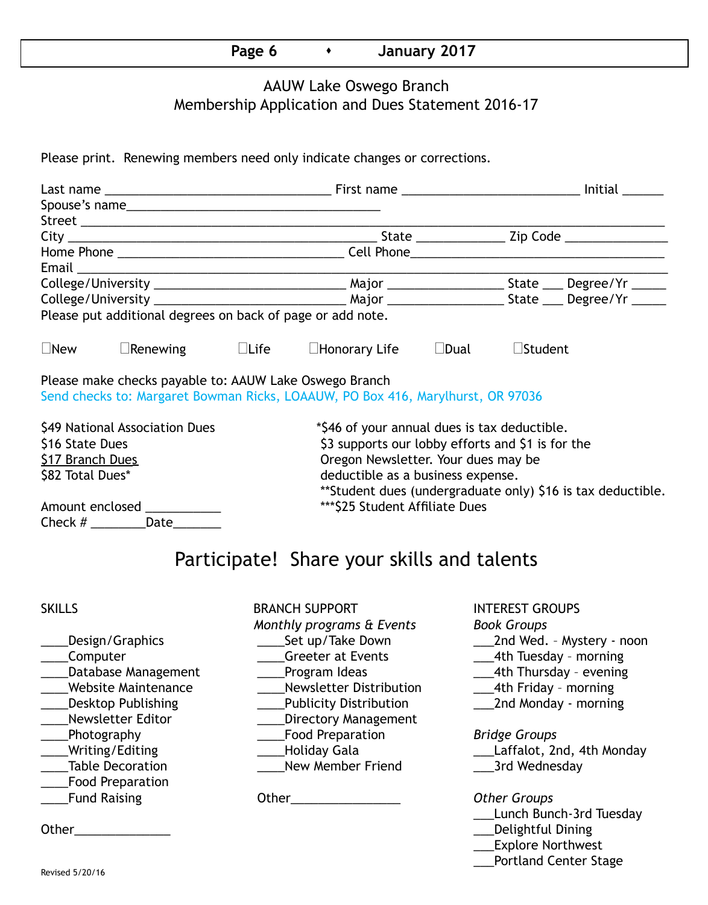## AAUW Lake Oswego Branch
## Membership Application and Dues Statement 2016-17

Please print. Renewing members need only indicate changes or corrections.

Last name ________________________________ First name __________________________ Initial ______
Spouse's name_____________________________________
Street ____________________________________________________________________________
City ____________________________________________ State _____________ Zip Code _______________
Home Phone _________________________________ Cell Phone_____________________________________
Email ______________________________________________________________________________
College/University ____________________________ Major _________________ State ___ Degree/Yr _____
College/University ____________________________ Major _________________ State ___ Degree/Yr _____
Please put additional degrees on back of page or add note.

☐New ☐Renewing ☐Life ☐Honorary Life ☐Dual ☐Student

Please make checks payable to: AAUW Lake Oswego Branch
Send checks to: Margaret Bowman Ricks, LOAAUW, PO Box 416, Marylhurst, OR 97036

$49 National Association Dues
$16 State Dues
$17 Branch Dues
$82 Total Dues*

Amount enclosed ___________
Check # ________Date_______

*$46 of your annual dues is tax deductible. $3 supports our lobby efforts and $1 is for the Oregon Newsletter. Your dues may be deductible as a business expense.
**Student dues (undergraduate only) $16 is tax deductible.
***$25 Student Affiliate Dues

## Participate! Share your skills and talents

**SKILLS**

____Design/Graphics
____Computer
____Database Management
____Website Maintenance
____Desktop Publishing
____Newsletter Editor
____Photography
____Writing/Editing
____Table Decoration
____Food Preparation
____Fund Raising

Other______________

**BRANCH SUPPORT**

*Monthly programs & Events*
____Set up/Take Down
____Greeter at Events
____Program Ideas
____Newsletter Distribution
____Publicity Distribution
____Directory Management
____Food Preparation
____Holiday Gala
____New Member Friend

Other________________

**INTEREST GROUPS**

*Book Groups*
___2nd Wed. – Mystery - noon
___4th Tuesday – morning
___4th Thursday – evening
___4th Friday – morning
___2nd Monday - morning

*Bridge Groups*
___Laffalot, 2nd, 4th Monday
___3rd Wednesday

*Other Groups*
___Lunch Bunch-3rd Tuesday
___Delightful Dining
___Explore Northwest
___Portland Center Stage

Revised 5/20/16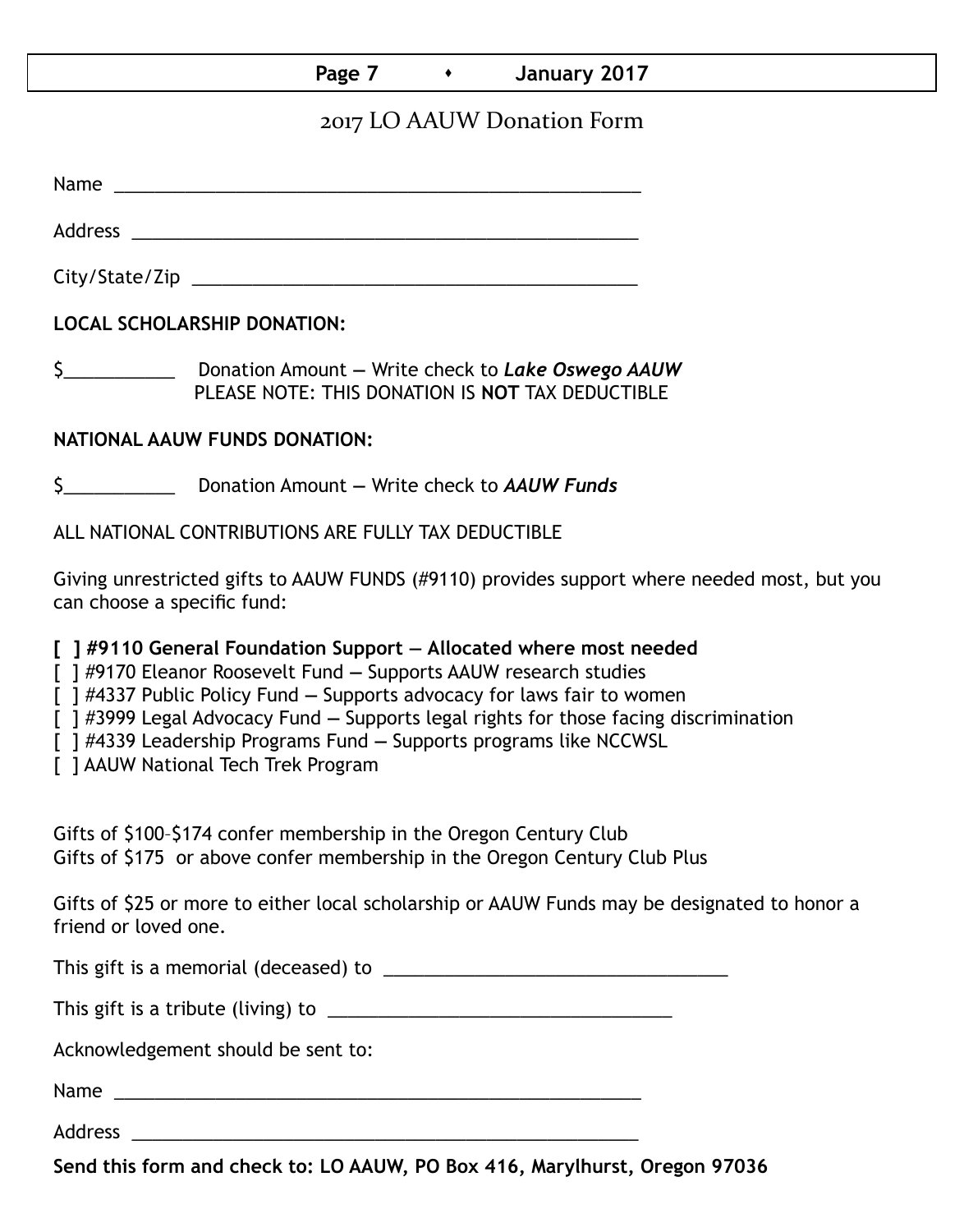# 2017 LO AAUW Donation Form

Name ______________________________________________________

Address ___________________________________________________

City/State/Zip ______________________________________________

**LOCAL SCHOLARSHIP DONATION:**

$___________ Donation Amount — Write check to ***Lake Oswego AAUW***
PLEASE NOTE: THIS DONATION IS **NOT** TAX DEDUCTIBLE

**NATIONAL AAUW FUNDS DONATION:**

$___________ Donation Amount — Write check to ***AAUW Funds***

ALL NATIONAL CONTRIBUTIONS ARE FULLY TAX DEDUCTIBLE

Giving unrestricted gifts to AAUW FUNDS (#9110) provides support where needed most, but you can choose a specific fund:

**[ ] #9110 General Foundation Support — Allocated where most needed**
[ ] #9170 Eleanor Roosevelt Fund — Supports AAUW research studies
[ ] #4337 Public Policy Fund — Supports advocacy for laws fair to women
[ ] #3999 Legal Advocacy Fund — Supports legal rights for those facing discrimination
[ ] #4339 Leadership Programs Fund — Supports programs like NCCWSL
[ ] AAUW National Tech Trek Program

Gifts of $100–$174 confer membership in the Oregon Century Club
Gifts of $175 or above confer membership in the Oregon Century Club Plus

Gifts of $25 or more to either local scholarship or AAUW Funds may be designated to honor a friend or loved one.

This gift is a memorial (deceased) to ___________________________________

This gift is a tribute (living) to ___________________________________

Acknowledgement should be sent to:

Name ______________________________________________________

Address ___________________________________________________

**Send this form and check to: LO AAUW, PO Box 416, Marylhurst, Oregon 97036**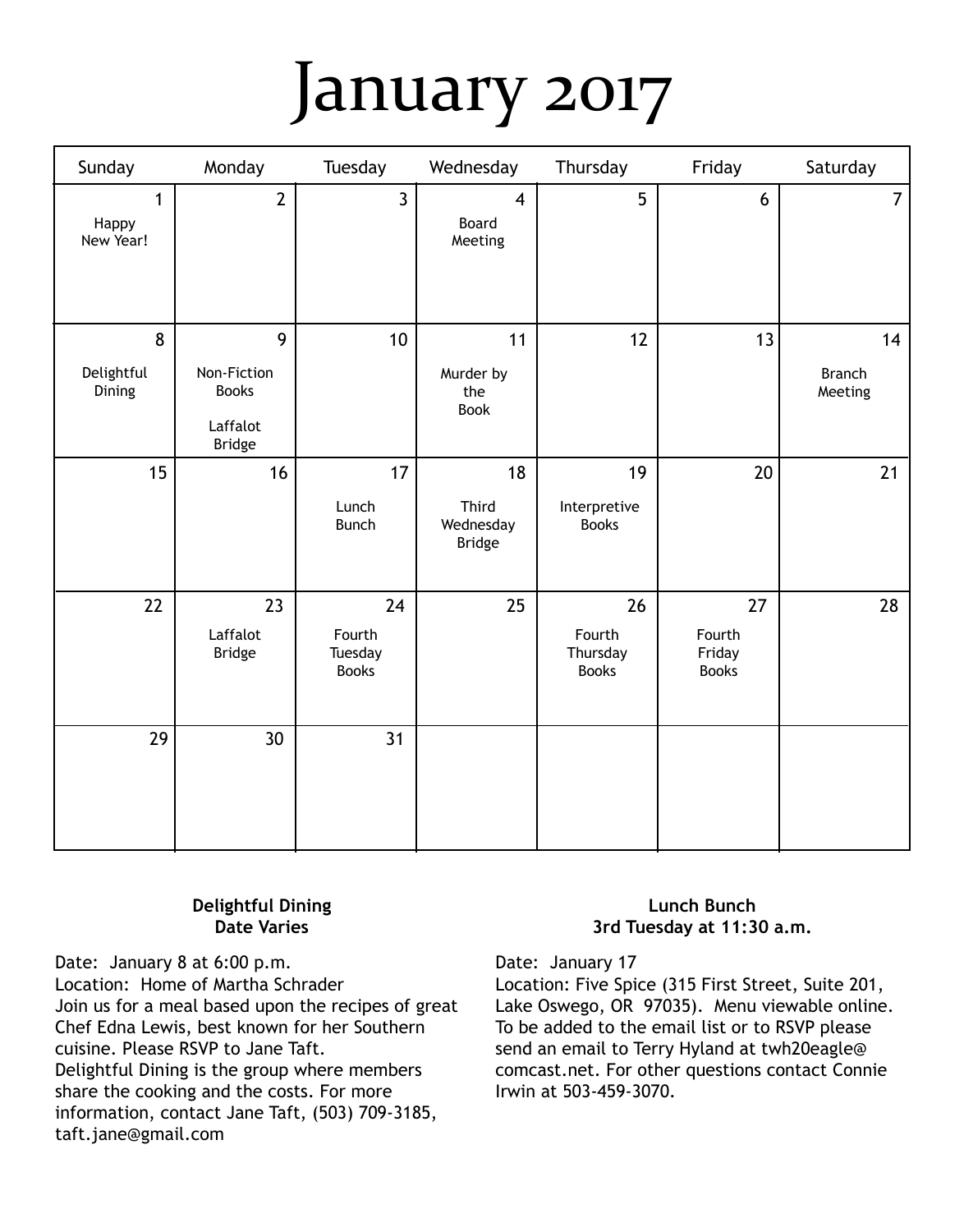# January 2017

| Sunday | Monday | Tuesday | Wednesday | Thursday | Friday | Saturday |
|---|---|---|---|---|---|---|
| 1 Happy New Year! | 2 | 3 | 4 Board Meeting | 5 | 6 | 7 |
| 8 Delightful Dining | 9 Non-Fiction Books; Laffalot Bridge | 10 | 11 Murder by the Book | 12 | 13 | 14 Branch Meeting |
| 15 | 16 | 17 Lunch Bunch | 18 Third Wednesday Bridge | 19 Interpretive Books | 20 | 21 |
| 22 | 23 Laffalot Bridge | 24 Fourth Tuesday Books | 25 | 26 Fourth Thursday Books | 27 Fourth Friday Books | 28 |
| 29 | 30 | 31 | | | | |

**Delightful Dining**
**Date Varies**

Date: January 8 at 6:00 p.m.
Location: Home of Martha Schrader
Join us for a meal based upon the recipes of great Chef Edna Lewis, best known for her Southern cuisine. Please RSVP to Jane Taft.
Delightful Dining is the group where members share the cooking and the costs. For more information, contact Jane Taft, (503) 709-3185, taft.jane@gmail.com

**Lunch Bunch**
**3rd Tuesday at 11:30 a.m.**

Date: January 17
Location: Five Spice (315 First Street, Suite 201, Lake Oswego, OR 97035). Menu viewable online. To be added to the email list or to RSVP please send an email to Terry Hyland at twh20eagle@comcast.net. For other questions contact Connie Irwin at 503-459-3070.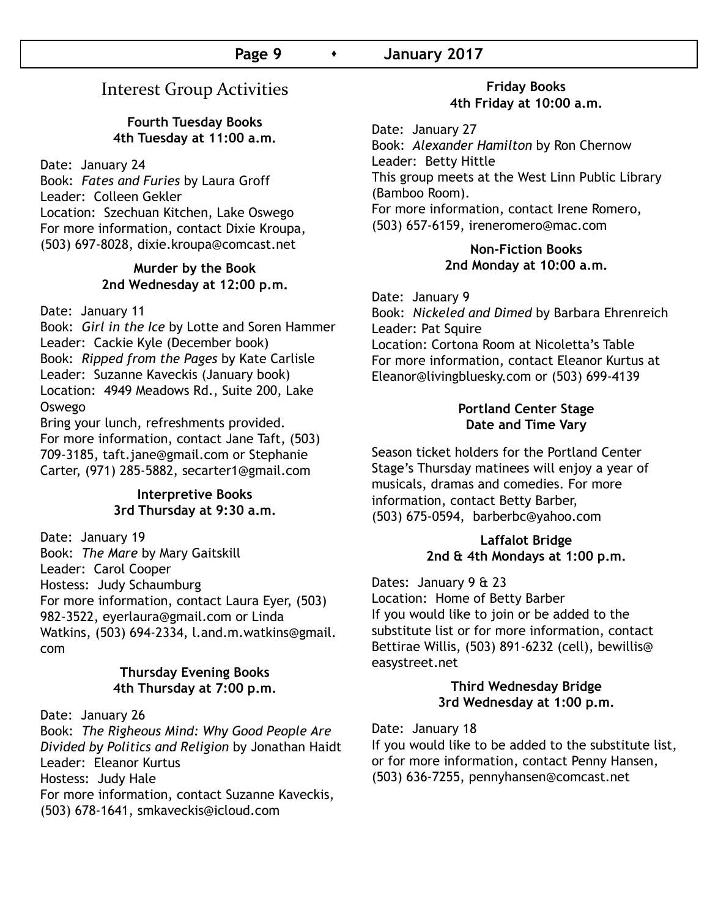# Interest Group Activities

### Fourth Tuesday Books
**4th Tuesday at 11:00 a.m.**

Date: January 24
Book: *Fates and Furies* by Laura Groff
Leader: Colleen Gekler
Location: Szechuan Kitchen, Lake Oswego
For more information, contact Dixie Kroupa, (503) 697-8028, dixie.kroupa@comcast.net

### Murder by the Book
**2nd Wednesday at 12:00 p.m.**

Date: January 11
Book: *Girl in the Ice* by Lotte and Soren Hammer
Leader: Cackie Kyle (December book)
Book: *Ripped from the Pages* by Kate Carlisle
Leader: Suzanne Kaveckis (January book)
Location: 4949 Meadows Rd., Suite 200, Lake Oswego
Bring your lunch, refreshments provided.
For more information, contact Jane Taft, (503) 709-3185, taft.jane@gmail.com or Stephanie Carter, (971) 285-5882, secarter1@gmail.com

### Interpretive Books
**3rd Thursday at 9:30 a.m.**

Date: January 19
Book: *The Mare* by Mary Gaitskill
Leader: Carol Cooper
Hostess: Judy Schaumburg
For more information, contact Laura Eyer, (503) 982-3522, eyerlaura@gmail.com or Linda Watkins, (503) 694-2334, l.and.m.watkins@gmail.com

### Thursday Evening Books
**4th Thursday at 7:00 p.m.**

Date: January 26
Book: *The Righeous Mind: Why Good People Are Divided by Politics and Religion* by Jonathan Haidt
Leader: Eleanor Kurtus
Hostess: Judy Hale
For more information, contact Suzanne Kaveckis, (503) 678-1641, smkaveckis@icloud.com

### Friday Books
**4th Friday at 10:00 a.m.**

Date: January 27
Book: *Alexander Hamilton* by Ron Chernow
Leader: Betty Hittle
This group meets at the West Linn Public Library (Bamboo Room).
For more information, contact Irene Romero, (503) 657-6159, ireneromero@mac.com

### Non-Fiction Books
**2nd Monday at 10:00 a.m.**

Date: January 9
Book: *Nickeled and Dimed* by Barbara Ehrenreich
Leader: Pat Squire
Location: Cortona Room at Nicoletta's Table
For more information, contact Eleanor Kurtus at Eleanor@livingbluesky.com or (503) 699-4139

### Portland Center Stage
**Date and Time Vary**

Season ticket holders for the Portland Center Stage's Thursday matinees will enjoy a year of musicals, dramas and comedies. For more information, contact Betty Barber, (503) 675-0594, barberbc@yahoo.com

### Laffalot Bridge
**2nd & 4th Mondays at 1:00 p.m.**

Dates: January 9 & 23
Location: Home of Betty Barber
If you would like to join or be added to the substitute list or for more information, contact Bettirae Willis, (503) 891-6232 (cell), bewillis@easystreet.net

### Third Wednesday Bridge
**3rd Wednesday at 1:00 p.m.**

Date: January 18
If you would like to be added to the substitute list, or for more information, contact Penny Hansen, (503) 636-7255, pennyhansen@comcast.net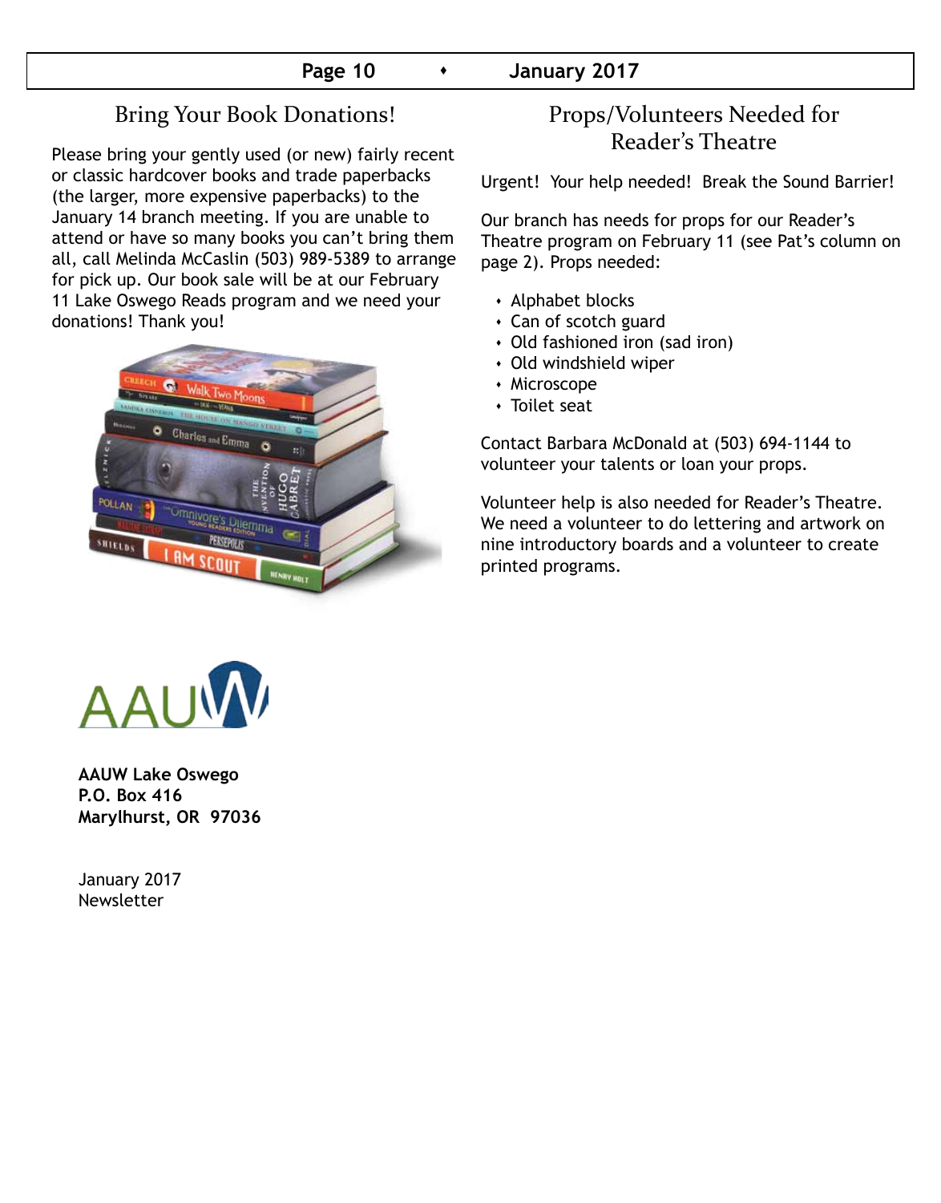## Bring Your Book Donations!

Please bring your gently used (or new) fairly recent or classic hardcover books and trade paperbacks (the larger, more expensive paperbacks) to the January 14 branch meeting. If you are unable to attend or have so many books you can't bring them all, call Melinda McCaslin (503) 989-5389 to arrange for pick up. Our book sale will be at our February 11 Lake Oswego Reads program and we need your donations! Thank you!

## Props/Volunteers Needed for Reader's Theatre

Urgent! Your help needed! Break the Sound Barrier!

Our branch has needs for props for our Reader's Theatre program on February 11 (see Pat's column on page 2). Props needed:

- Alphabet blocks
- Can of scotch guard
- Old fashioned iron (sad iron)
- Old windshield wiper
- Microscope
- Toilet seat

Contact Barbara McDonald at (503) 694-1144 to volunteer your talents or loan your props.

Volunteer help is also needed for Reader's Theatre. We need a volunteer to do lettering and artwork on nine introductory boards and a volunteer to create printed programs.

**AAUW Lake Oswego**
**P.O. Box 416**
**Marylhurst, OR 97036**

January 2017
Newsletter